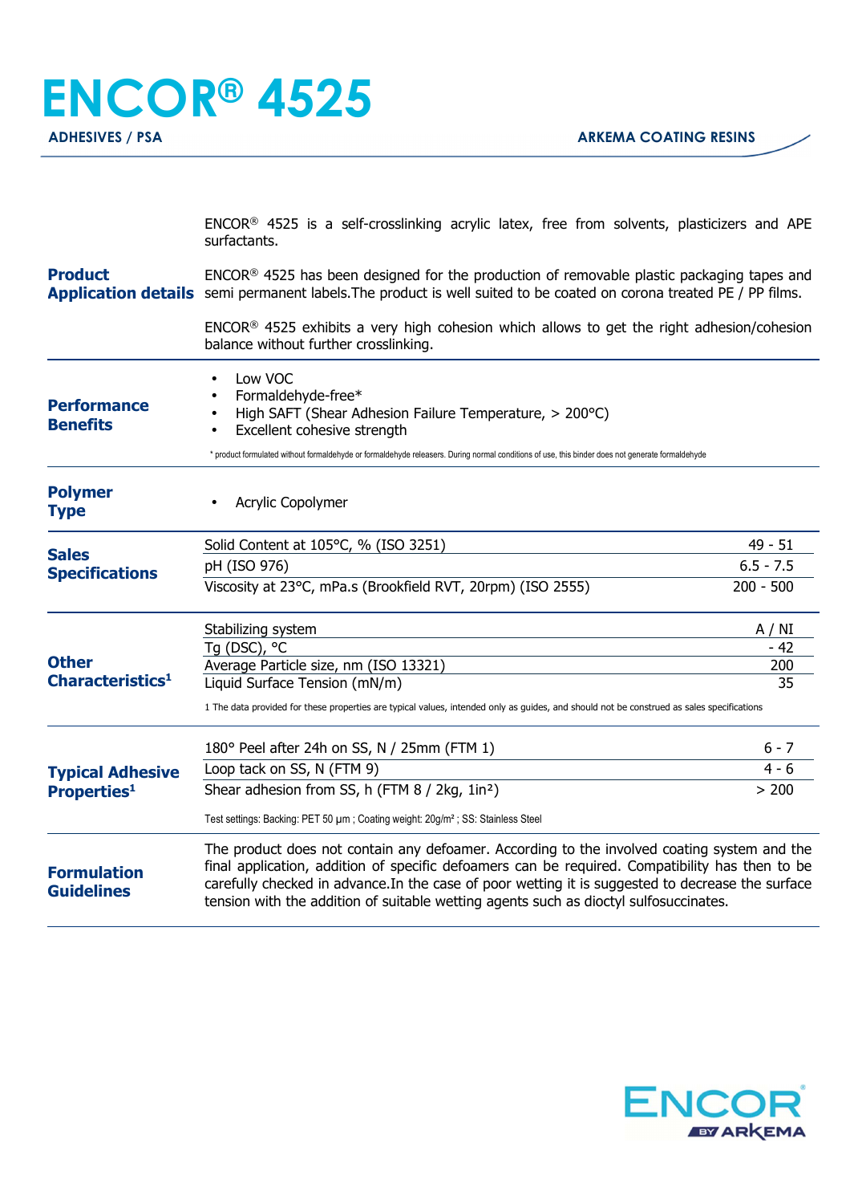# ENCOR® 4525

**ADHESIVES / PSA** — **ARKEMA COATING RESINS**

## Product Application details

ENCOR® 4525 is a self-crosslinking acrylic latex, free from solvents, plasticizers and APE surfactants.

ENCOR® 4525 has been designed for the production of removable plastic packaging tapes and semi permanent labels.The product is well suited to be coated on corona treated PE / PP films.

ENCOR® 4525 exhibits a very high cohesion which allows to get the right adhesion/cohesion balance without further crosslinking.

## Performance Benefits

- Low VOC
- Formaldehyde-free*
- High SAFT (Shear Adhesion Failure Temperature, > 200°C)
- Excellent cohesive strength

\* product formulated without formaldehyde or formaldehyde releasers. During normal conditions of use, this binder does not generate formaldehyde

## Polymer Type

- Acrylic Copolymer

## Sales Specifications

| Property | Value |
|---|---|
| Solid Content at 105°C, % (ISO 3251) | 49 - 51 |
| pH (ISO 976) | 6.5 - 7.5 |
| Viscosity at 23°C, mPa.s (Brookfield RVT, 20rpm) (ISO 2555) | 200 - 500 |

## Other Characteristics[1]

| Property | Value |
|---|---|
| Stabilizing system | A / NI |
| Tg (DSC), °C | - 42 |
| Average Particle size, nm (ISO 13321) | 200 |
| Liquid Surface Tension (mN/m) | 35 |

1 The data provided for these properties are typical values, intended only as guides, and should not be construed as sales specifications

## Typical Adhesive Properties[1]

| Property | Value |
|---|---|
| 180° Peel after 24h on SS, N / 25mm (FTM 1) | 6 - 7 |
| Loop tack on SS, N (FTM 9) | 4 - 6 |
| Shear adhesion from SS, h (FTM 8 / 2kg, 1in²) | > 200 |

Test settings: Backing: PET 50 µm ; Coating weight: 20g/m² ; SS: Stainless Steel

## Formulation Guidelines

The product does not contain any defoamer. According to the involved coating system and the final application, addition of specific defoamers can be required. Compatibility has then to be carefully checked in advance.In the case of poor wetting it is suggested to decrease the surface tension with the addition of suitable wetting agents such as dioctyl sulfosuccinates.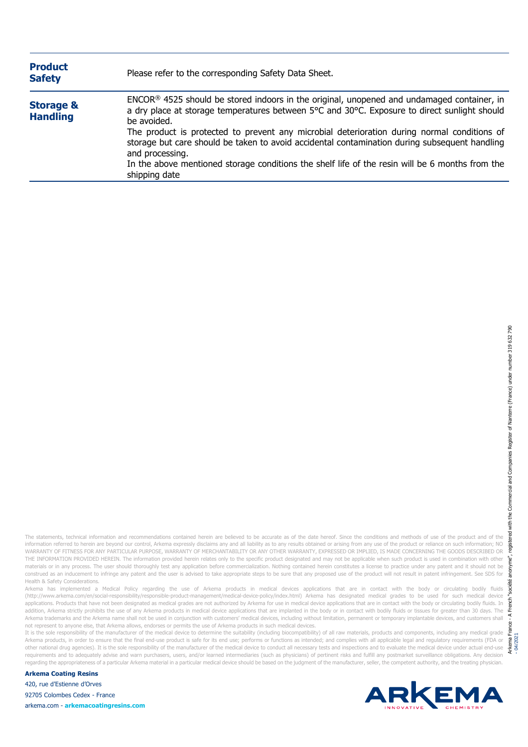| | |
|---|---|
| **Product Safety** | Please refer to the corresponding Safety Data Sheet. |
| **Storage & Handling** | ENCOR® 4525 should be stored indoors in the original, unopened and undamaged container, in a dry place at storage temperatures between 5°C and 30°C. Exposure to direct sunlight should be avoided.<br>The product is protected to prevent any microbial deterioration during normal conditions of storage but care should be taken to avoid accidental contamination during subsequent handling and processing.<br>In the above mentioned storage conditions the shelf life of the resin will be 6 months from the shipping date |

The statements, technical information and recommendations contained herein are believed to be accurate as of the date hereof. Since the conditions and methods of use of the product and of the information referred to herein are beyond our control, Arkema expressly disclaims any and all liability as to any results obtained or arising from any use of the product or reliance on such information; NO WARRANTY OF FITNESS FOR ANY PARTICULAR PURPOSE, WARRANTY OF MERCHANTABILITY OR ANY OTHER WARRANTY, EXPRESSED OR IMPLIED, IS MADE CONCERNING THE GOODS DESCRIBED OR THE INFORMATION PROVIDED HEREIN. The information provided herein relates only to the specific product designated and may not be applicable when such product is used in combination with other materials or in any process. The user should thoroughly test any application before commercialization. Nothing contained herein constitutes a license to practice under any patent and it should not be construed as an inducement to infringe any patent and the user is advised to take appropriate steps to be sure that any proposed use of the product will not result in patent infringement. See SDS for Health & Safety Considerations.

Arkema has implemented a Medical Policy regarding the use of Arkema products in medical devices applications that are in contact with the body or circulating bodily fluids (http://www.arkema.com/en/social-responsibility/responsible-product-management/medical-device-policy/index.html) Arkema has designated medical grades to be used for such medical device applications. Products that have not been designated as medical grades are not authorized by Arkema for use in medical device applications that are in contact with the body or circulating bodily fluids. In addition, Arkema strictly prohibits the use of any Arkema products in medical device applications that are implanted in the body or in contact with bodily fluids or tissues for greater than 30 days. The Arkema trademarks and the Arkema name shall not be used in conjunction with customers' medical devices, including without limitation, permanent or temporary implantable devices, and customers shall not represent to anyone else, that Arkema allows, endorses or permits the use of Arkema products in such medical devices.

It is the sole responsibility of the manufacturer of the medical device to determine the suitability (including biocompatibility) of all raw materials, products and components, including any medical grade Arkema products, in order to ensure that the final end-use product is safe for its end use; performs or functions as intended; and complies with all applicable legal and regulatory requirements (FDA or other national drug agencies). It is the sole responsibility of the manufacturer of the medical device to conduct all necessary tests and inspections and to evaluate the medical device under actual end-use requirements and to adequately advise and warn purchasers, users, and/or learned intermediaries (such as physicians) of pertinent risks and fulfill any postmarket surveillance obligations. Any decision regarding the appropriateness of a particular Arkema material in a particular medical device should be based on the judgment of the manufacturer, seller, the competent authority, and the treating physician.

**Arkema Coating Resins**
420, rue d'Estienne d'Orves
92705 Colombes Cedex - France
arkema.com - **arkemacoatingresins.com**

Arkema France - A French "société anonyme", registered with the Commercial and Companies Register of Nanterre (France) under number 319 632 790 - 04/2021